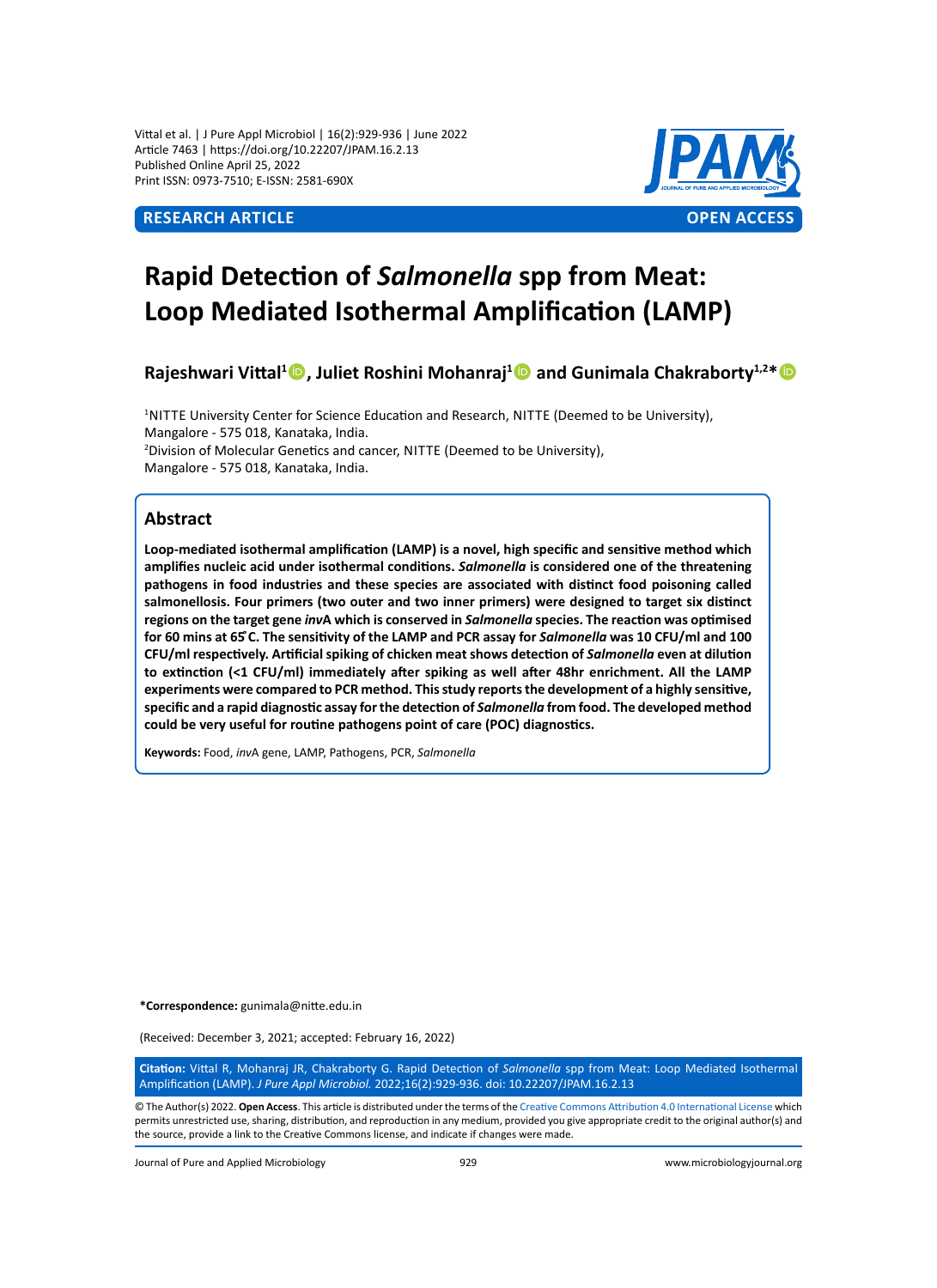Vittal et al. | J Pure Appl Microbiol | 16(2):929-936 | June 2022
Article 7463 | https://doi.org/10.22207/JPAM.16.2.13
Published Online April 25, 2022
Print ISSN: 0973-7510; E-ISSN: 2581-690X

**RESEARCH ARTICLE** **OPEN ACCESS**

# Rapid Detection of *Salmonella* spp from Meat: Loop Mediated Isothermal Amplification (LAMP)

**Rajeshwari Vittal[1], Juliet Roshini Mohanraj[1] and Gunimala Chakraborty[1,2]***

[1]NITTE University Center for Science Education and Research, NITTE (Deemed to be University), Mangalore - 575 018, Kanataka, India.
[2]Division of Molecular Genetics and cancer, NITTE (Deemed to be University), Mangalore - 575 018, Kanataka, India.

## Abstract

**Loop-mediated isothermal amplification (LAMP) is a novel, high specific and sensitive method which amplifies nucleic acid under isothermal conditions. *Salmonella* is considered one of the threatening pathogens in food industries and these species are associated with distinct food poisoning called salmonellosis. Four primers (two outer and two inner primers) were designed to target six distinct regions on the target gene *inv*A which is conserved in *Salmonella* species. The reaction was optimised for 60 mins at 65°C. The sensitivity of the LAMP and PCR assay for *Salmonella* was 10 CFU/ml and 100 CFU/ml respectively. Artificial spiking of chicken meat shows detection of *Salmonella* even at dilution to extinction (<1 CFU/ml) immediately after spiking as well after 48hr enrichment. All the LAMP experiments were compared to PCR method. This study reports the development of a highly sensitive, specific and a rapid diagnostic assay for the detection of *Salmonella* from food. The developed method could be very useful for routine pathogens point of care (POC) diagnostics.**

**Keywords:** Food, *inv*A gene, LAMP, Pathogens, PCR, *Salmonella*

***Correspondence:** gunimala@nitte.edu.in

(Received: December 3, 2021; accepted: February 16, 2022)

**Citation:** Vittal R, Mohanraj JR, Chakraborty G. Rapid Detection of *Salmonella* spp from Meat: Loop Mediated Isothermal Amplification (LAMP). *J Pure Appl Microbiol.* 2022;16(2):929-936. doi: 10.22207/JPAM.16.2.13

© The Author(s) 2022. **Open Access**. This article is distributed under the terms of the Creative Commons Attribution 4.0 International License which permits unrestricted use, sharing, distribution, and reproduction in any medium, provided you give appropriate credit to the original author(s) and the source, provide a link to the Creative Commons license, and indicate if changes were made.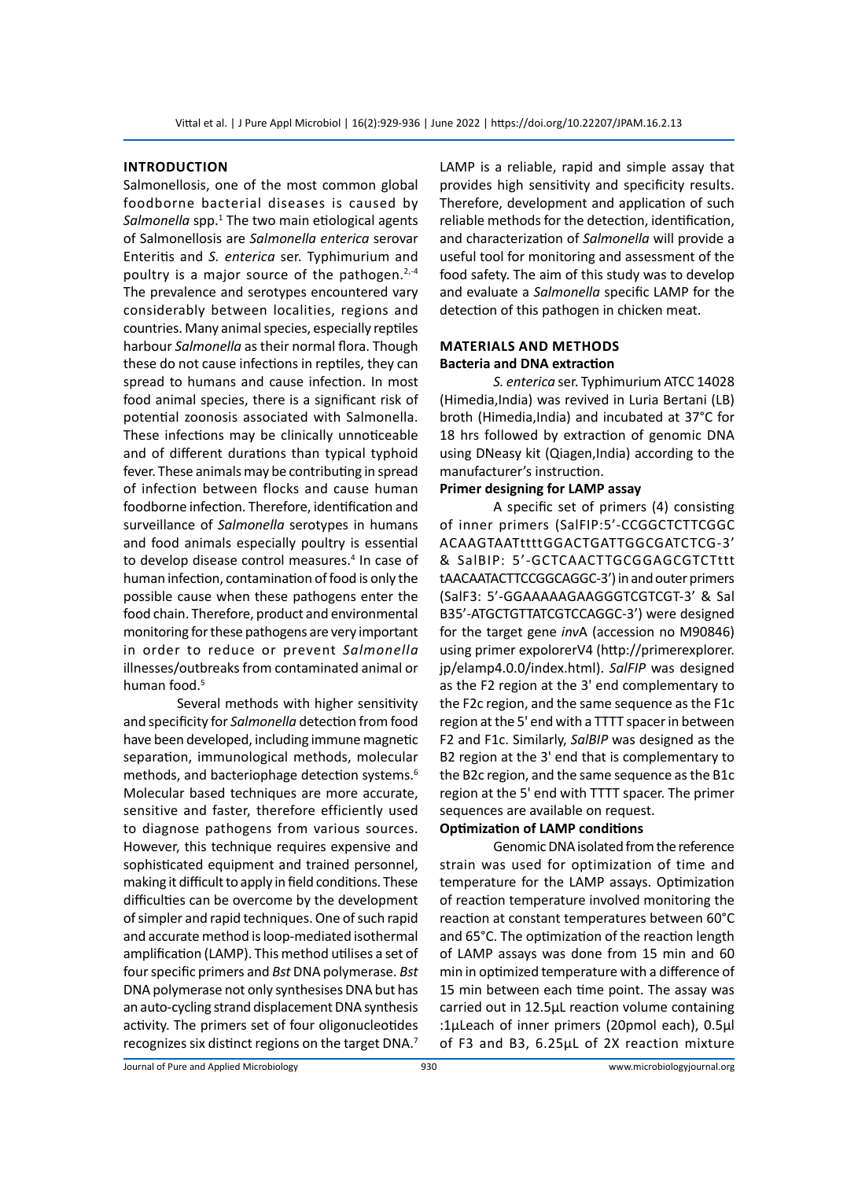## INTRODUCTION

Salmonellosis, one of the most common global foodborne bacterial diseases is caused by *Salmonella* spp.[1] The two main etiological agents of Salmonellosis are *Salmonella enterica* serovar Enteritis and *S. enterica* ser. Typhimurium and poultry is a major source of the pathogen.[2,-4] The prevalence and serotypes encountered vary considerably between localities, regions and countries. Many animal species, especially reptiles harbour *Salmonella* as their normal flora. Though these do not cause infections in reptiles, they can spread to humans and cause infection. In most food animal species, there is a significant risk of potential zoonosis associated with Salmonella. These infections may be clinically unnoticeable and of different durations than typical typhoid fever. These animals may be contributing in spread of infection between flocks and cause human foodborne infection. Therefore, identification and surveillance of *Salmonella* serotypes in humans and food animals especially poultry is essential to develop disease control measures.[4] In case of human infection, contamination of food is only the possible cause when these pathogens enter the food chain. Therefore, product and environmental monitoring for these pathogens are very important in order to reduce or prevent *Salmonella* illnesses/outbreaks from contaminated animal or human food.[5]

Several methods with higher sensitivity and specificity for *Salmonella* detection from food have been developed, including immune magnetic separation, immunological methods, molecular methods, and bacteriophage detection systems.[6] Molecular based techniques are more accurate, sensitive and faster, therefore efficiently used to diagnose pathogens from various sources. However, this technique requires expensive and sophisticated equipment and trained personnel, making it difficult to apply in field conditions. These difficulties can be overcome by the development of simpler and rapid techniques. One of such rapid and accurate method is loop-mediated isothermal amplification (LAMP). This method utilises a set of four specific primers and *Bst* DNA polymerase. *Bst* DNA polymerase not only synthesises DNA but has an auto-cycling strand displacement DNA synthesis activity. The primers set of four oligonucleotides recognizes six distinct regions on the target DNA.[7] LAMP is a reliable, rapid and simple assay that provides high sensitivity and specificity results. Therefore, development and application of such reliable methods for the detection, identification, and characterization of *Salmonella* will provide a useful tool for monitoring and assessment of the food safety. The aim of this study was to develop and evaluate a *Salmonella* specific LAMP for the detection of this pathogen in chicken meat.

## MATERIALS AND METHODS

### Bacteria and DNA extraction

*S. enterica* ser. Typhimurium ATCC 14028 (Himedia,India) was revived in Luria Bertani (LB) broth (Himedia,India) and incubated at 37°C for 18 hrs followed by extraction of genomic DNA using DNeasy kit (Qiagen,India) according to the manufacturer's instruction.

### Primer designing for LAMP assay

A specific set of primers (4) consisting of inner primers (SalFIP:5'-CCGGCTCTTCGGC ACAAGTAATttttGGACTGATTGGCGATCTCG-3' & SalBIP: 5'-GCTCAACTTGCGGAGCGTCTttt tAACAATACTTCCGGCAGGC-3') in and outer primers (SalF3: 5'-GGAAAAAGAAGGGTCGTCGT-3' & Sal B35'-ATGCTGTTATCGTCCAGGC-3') were designed for the target gene *inv*A (accession no M90846) using primer expolorerV4 (http://primerexplorer.jp/elamp4.0.0/index.html). *SalFIP* was designed as the F2 region at the 3' end complementary to the F2c region, and the same sequence as the F1c region at the 5' end with a TTTT spacer in between F2 and F1c. Similarly, *SalBIP* was designed as the B2 region at the 3' end that is complementary to the B2c region, and the same sequence as the B1c region at the 5' end with TTTT spacer. The primer sequences are available on request.

### Optimization of LAMP conditions

Genomic DNA isolated from the reference strain was used for optimization of time and temperature for the LAMP assays. Optimization of reaction temperature involved monitoring the reaction at constant temperatures between 60°C and 65°C. The optimization of the reaction length of LAMP assays was done from 15 min and 60 min in optimized temperature with a difference of 15 min between each time point. The assay was carried out in 12.5µL reaction volume containing :1µLeach of inner primers (20pmol each), 0.5µl of F3 and B3, 6.25µL of 2X reaction mixture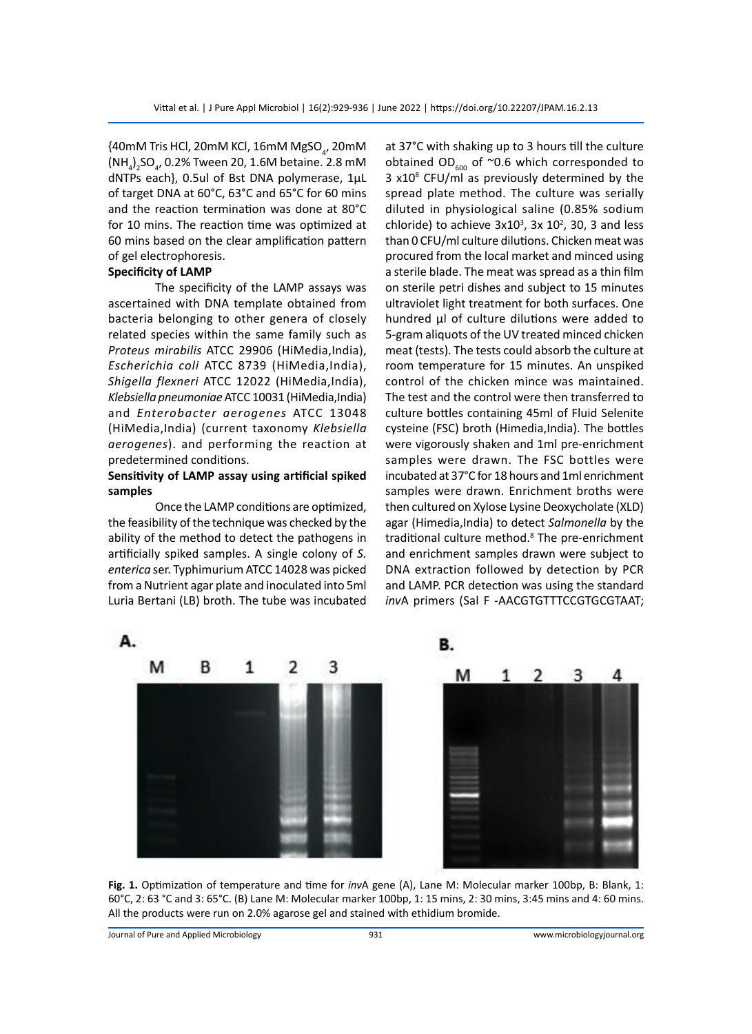{40mM Tris HCl, 20mM KCl, 16mM $MgSO_4$, 20mM $(NH_4)_2SO_4$, 0.2% Tween 20, 1.6M betaine. 2.8 mM dNTPs each}, 0.5ul of Bst DNA polymerase, 1µL of target DNA at 60°C, 63°C and 65°C for 60 mins and the reaction termination was done at 80°C for 10 mins. The reaction time was optimized at 60 mins based on the clear amplification pattern of gel electrophoresis.

**Specificity of LAMP**

The specificity of the LAMP assays was ascertained with DNA template obtained from bacteria belonging to other genera of closely related species within the same family such as *Proteus mirabilis* ATCC 29906 (HiMedia,India), *Escherichia coli* ATCC 8739 (HiMedia,India), *Shigella flexneri* ATCC 12022 (HiMedia,India), *Klebsiella pneumoniae* ATCC 10031 (HiMedia,India) and *Enterobacter aerogenes* ATCC 13048 (HiMedia,India) (current taxonomy *Klebsiella aerogenes*). and performing the reaction at predetermined conditions.

**Sensitivity of LAMP assay using artificial spiked samples**

Once the LAMP conditions are optimized, the feasibility of the technique was checked by the ability of the method to detect the pathogens in artificially spiked samples. A single colony of *S. enterica* ser. Typhimurium ATCC 14028 was picked from a Nutrient agar plate and inoculated into 5ml Luria Bertani (LB) broth. The tube was incubated at 37°C with shaking up to 3 hours till the culture obtained $OD_{600}$ of ~0.6 which corresponded to 3 $\times 10^8$ CFU/ml as previously determined by the spread plate method. The culture was serially diluted in physiological saline (0.85% sodium chloride) to achieve $3\times10^3$, $3\times 10^2$, 30, 3 and less than 0 CFU/ml culture dilutions. Chicken meat was procured from the local market and minced using a sterile blade. The meat was spread as a thin film on sterile petri dishes and subject to 15 minutes ultraviolet light treatment for both surfaces. One hundred µl of culture dilutions were added to 5-gram aliquots of the UV treated minced chicken meat (tests). The tests could absorb the culture at room temperature for 15 minutes. An unspiked control of the chicken mince was maintained. The test and the control were then transferred to culture bottles containing 45ml of Fluid Selenite cysteine (FSC) broth (Himedia,India). The bottles were vigorously shaken and 1ml pre-enrichment samples were drawn. The FSC bottles were incubated at 37°C for 18 hours and 1ml enrichment samples were drawn. Enrichment broths were then cultured on Xylose Lysine Deoxycholate (XLD) agar (Himedia,India) to detect *Salmonella* by the traditional culture method.[8] The pre-enrichment and enrichment samples drawn were subject to DNA extraction followed by detection by PCR and LAMP. PCR detection was using the standard *inv*A primers (Sal F -AACGTGTTTCCGTGCGTAAT;

**Fig. 1.** Optimization of temperature and time for *inv*A gene (A), Lane M: Molecular marker 100bp, B: Blank, 1: 60°C, 2: 63 °C and 3: 65°C. (B) Lane M: Molecular marker 100bp, 1: 15 mins, 2: 30 mins, 3:45 mins and 4: 60 mins. All the products were run on 2.0% agarose gel and stained with ethidium bromide.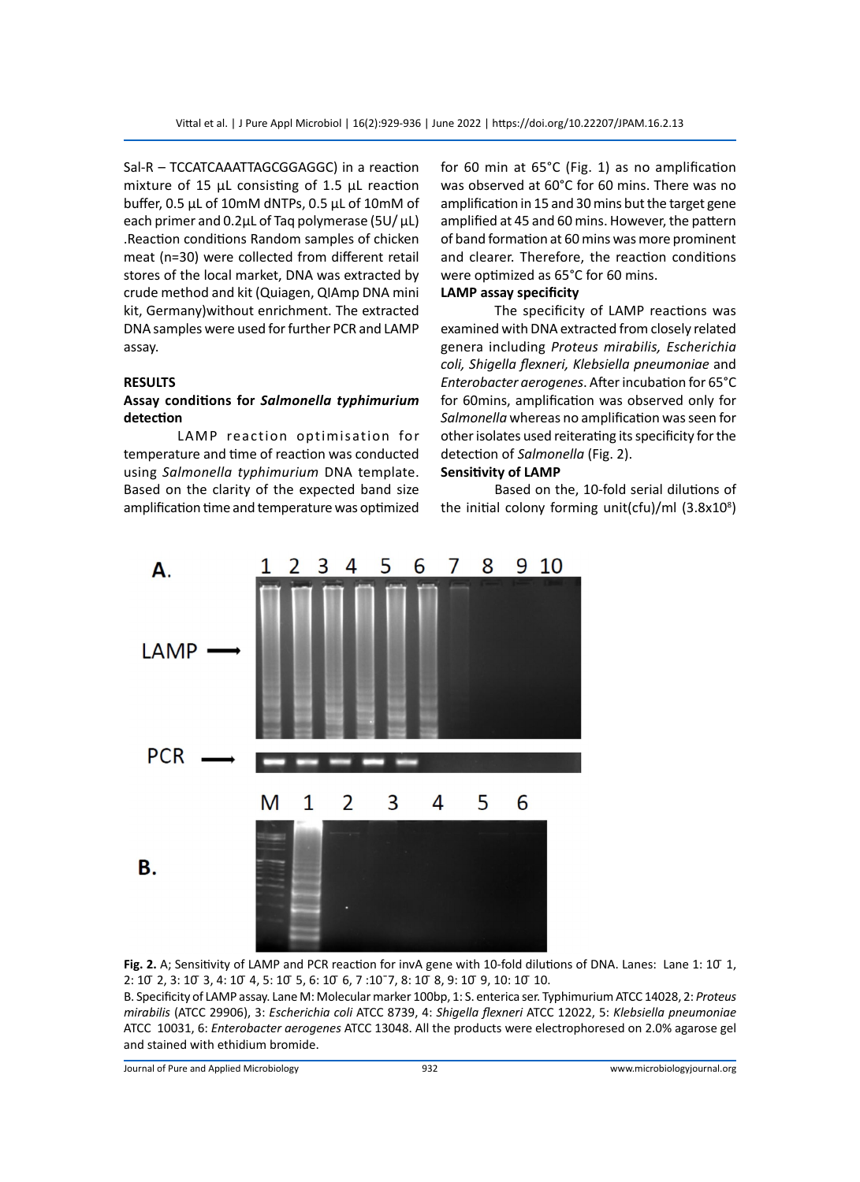Sal-R – TCCATCAAATTAGCGGAGGC) in a reaction mixture of 15 µL consisting of 1.5 µL reaction buffer, 0.5 µL of 10mM dNTPs, 0.5 µL of 10mM of each primer and 0.2µL of Taq polymerase (5U/ µL) .Reaction conditions Random samples of chicken meat (n=30) were collected from different retail stores of the local market, DNA was extracted by crude method and kit (Quiagen, QIAmp DNA mini kit, Germany)without enrichment. The extracted DNA samples were used for further PCR and LAMP assay.

## RESULTS

### Assay conditions for *Salmonella typhimurium* detection

LAMP reaction optimisation for temperature and time of reaction was conducted using *Salmonella typhimurium* DNA template. Based on the clarity of the expected band size amplification time and temperature was optimized for 60 min at 65°C (Fig. 1) as no amplification was observed at 60°C for 60 mins. There was no amplification in 15 and 30 mins but the target gene amplified at 45 and 60 mins. However, the pattern of band formation at 60 mins was more prominent and clearer. Therefore, the reaction conditions were optimized as 65°C for 60 mins.

### LAMP assay specificity

The specificity of LAMP reactions was examined with DNA extracted from closely related genera including *Proteus mirabilis, Escherichia coli, Shigella flexneri, Klebsiella pneumoniae* and *Enterobacter aerogenes*. After incubation for 65°C for 60mins, amplification was observed only for *Salmonella* whereas no amplification was seen for other isolates used reiterating its specificity for the detection of *Salmonella* (Fig. 2).

### Sensitivity of LAMP

Based on the, 10-fold serial dilutions of the initial colony forming unit(cfu)/ml ($3.8x10^8$)

**Fig. 2.** A; Sensitivity of LAMP and PCR reaction for invA gene with 10-fold dilutions of DNA. Lanes: Lane 1: $10^{-1}$, 2: $10^{-2}$, 3: $10^{-3}$, 4: $10^{-4}$, 5: $10^{-5}$, 6: $10^{-6}$, 7 :$10^{-7}$, 8: $10^{-8}$, 9: $10^{-9}$, 10: $10^{-10}$.
B. Specificity of LAMP assay. Lane M: Molecular marker 100bp, 1: S. enterica ser. Typhimurium ATCC 14028, 2: *Proteus mirabilis* (ATCC 29906), 3: *Escherichia coli* ATCC 8739, 4: *Shigella flexneri* ATCC 12022, 5: *Klebsiella pneumoniae* ATCC 10031, 6: *Enterobacter aerogenes* ATCC 13048. All the products were electrophoresed on 2.0% agarose gel and stained with ethidium bromide.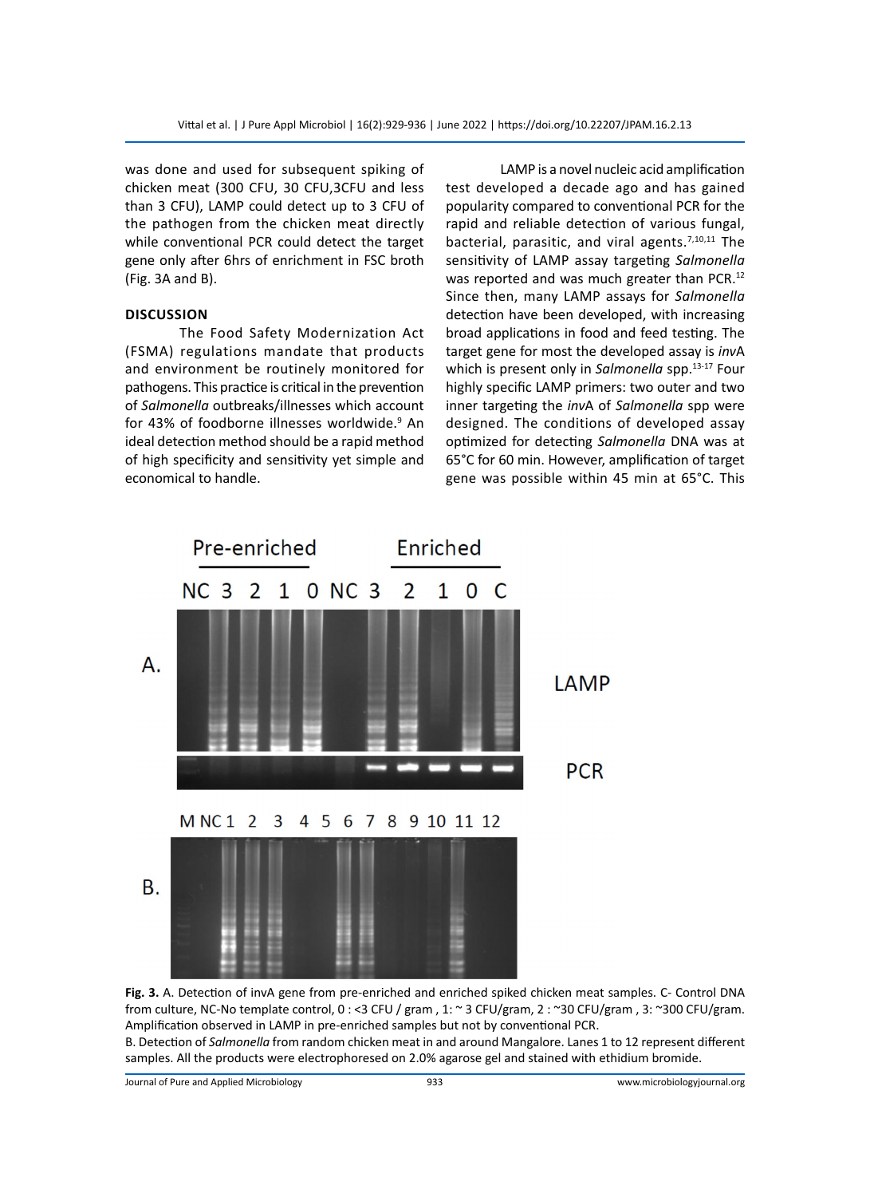was done and used for subsequent spiking of chicken meat (300 CFU, 30 CFU,3CFU and less than 3 CFU), LAMP could detect up to 3 CFU of the pathogen from the chicken meat directly while conventional PCR could detect the target gene only after 6hrs of enrichment in FSC broth (Fig. 3A and B).

## DISCUSSION

The Food Safety Modernization Act (FSMA) regulations mandate that products and environment be routinely monitored for pathogens. This practice is critical in the prevention of *Salmonella* outbreaks/illnesses which account for 43% of foodborne illnesses worldwide.[9] An ideal detection method should be a rapid method of high specificity and sensitivity yet simple and economical to handle.

LAMP is a novel nucleic acid amplification test developed a decade ago and has gained popularity compared to conventional PCR for the rapid and reliable detection of various fungal, bacterial, parasitic, and viral agents.[7,10,11] The sensitivity of LAMP assay targeting *Salmonella* was reported and was much greater than PCR.[12] Since then, many LAMP assays for *Salmonella* detection have been developed, with increasing broad applications in food and feed testing. The target gene for most the developed assay is *inv*A which is present only in *Salmonella* spp.[13-17] Four highly specific LAMP primers: two outer and two inner targeting the *inv*A of *Salmonella* spp were designed. The conditions of developed assay optimized for detecting *Salmonella* DNA was at 65°C for 60 min. However, amplification of target gene was possible within 45 min at 65°C. This

**Fig. 3.** A. Detection of invA gene from pre-enriched and enriched spiked chicken meat samples. C- Control DNA from culture, NC-No template control, 0 : <3 CFU / gram , 1: ~ 3 CFU/gram, 2 : ~30 CFU/gram , 3: ~300 CFU/gram. Amplification observed in LAMP in pre-enriched samples but not by conventional PCR.
B. Detection of *Salmonella* from random chicken meat in and around Mangalore. Lanes 1 to 12 represent different samples. All the products were electrophoresed on 2.0% agarose gel and stained with ethidium bromide.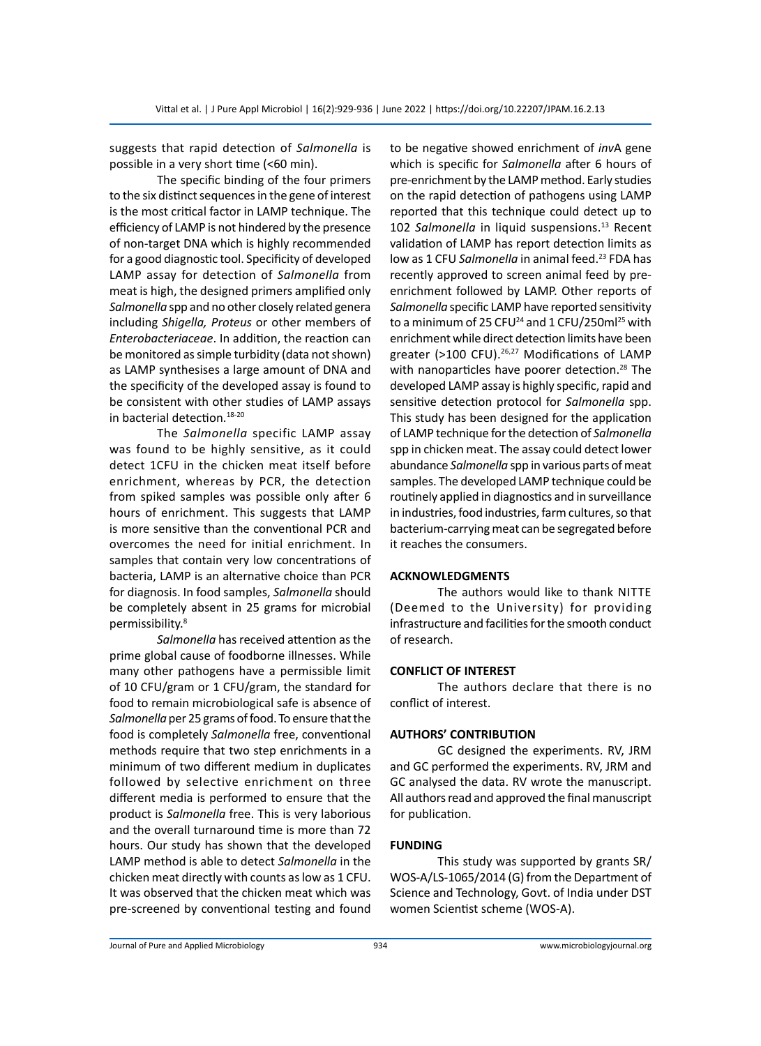suggests that rapid detection of *Salmonella* is possible in a very short time (<60 min).

The specific binding of the four primers to the six distinct sequences in the gene of interest is the most critical factor in LAMP technique. The efficiency of LAMP is not hindered by the presence of non-target DNA which is highly recommended for a good diagnostic tool. Specificity of developed LAMP assay for detection of *Salmonella* from meat is high, the designed primers amplified only *Salmonella* spp and no other closely related genera including *Shigella, Proteus* or other members of *Enterobacteriaceae*. In addition, the reaction can be monitored as simple turbidity (data not shown) as LAMP synthesises a large amount of DNA and the specificity of the developed assay is found to be consistent with other studies of LAMP assays in bacterial detection.[18-20]

The *Salmonella* specific LAMP assay was found to be highly sensitive, as it could detect 1CFU in the chicken meat itself before enrichment, whereas by PCR, the detection from spiked samples was possible only after 6 hours of enrichment. This suggests that LAMP is more sensitive than the conventional PCR and overcomes the need for initial enrichment. In samples that contain very low concentrations of bacteria, LAMP is an alternative choice than PCR for diagnosis. In food samples, *Salmonella* should be completely absent in 25 grams for microbial permissibility.[8]

*Salmonella* has received attention as the prime global cause of foodborne illnesses. While many other pathogens have a permissible limit of 10 CFU/gram or 1 CFU/gram, the standard for food to remain microbiological safe is absence of *Salmonella* per 25 grams of food. To ensure that the food is completely *Salmonella* free, conventional methods require that two step enrichments in a minimum of two different medium in duplicates followed by selective enrichment on three different media is performed to ensure that the product is *Salmonella* free. This is very laborious and the overall turnaround time is more than 72 hours. Our study has shown that the developed LAMP method is able to detect *Salmonella* in the chicken meat directly with counts as low as 1 CFU. It was observed that the chicken meat which was pre-screened by conventional testing and found to be negative showed enrichment of *inv*A gene which is specific for *Salmonella* after 6 hours of pre-enrichment by the LAMP method. Early studies on the rapid detection of pathogens using LAMP reported that this technique could detect up to 102 *Salmonella* in liquid suspensions.[13] Recent validation of LAMP has report detection limits as low as 1 CFU *Salmonella* in animal feed.[23] FDA has recently approved to screen animal feed by pre-enrichment followed by LAMP. Other reports of *Salmonella* specific LAMP have reported sensitivity to a minimum of 25 CFU[24] and 1 CFU/250ml[25] with enrichment while direct detection limits have been greater (>100 CFU).[26,27] Modifications of LAMP with nanoparticles have poorer detection.[28] The developed LAMP assay is highly specific, rapid and sensitive detection protocol for *Salmonella* spp. This study has been designed for the application of LAMP technique for the detection of *Salmonella* spp in chicken meat. The assay could detect lower abundance *Salmonella* spp in various parts of meat samples. The developed LAMP technique could be routinely applied in diagnostics and in surveillance in industries, food industries, farm cultures, so that bacterium-carrying meat can be segregated before it reaches the consumers.

## ACKNOWLEDGMENTS

The authors would like to thank NITTE (Deemed to the University) for providing infrastructure and facilities for the smooth conduct of research.

## CONFLICT OF INTEREST

The authors declare that there is no conflict of interest.

## AUTHORS' CONTRIBUTION

GC designed the experiments. RV, JRM and GC performed the experiments. RV, JRM and GC analysed the data. RV wrote the manuscript. All authors read and approved the final manuscript for publication.

## FUNDING

This study was supported by grants SR/WOS-A/LS-1065/2014 (G) from the Department of Science and Technology, Govt. of India under DST women Scientist scheme (WOS-A).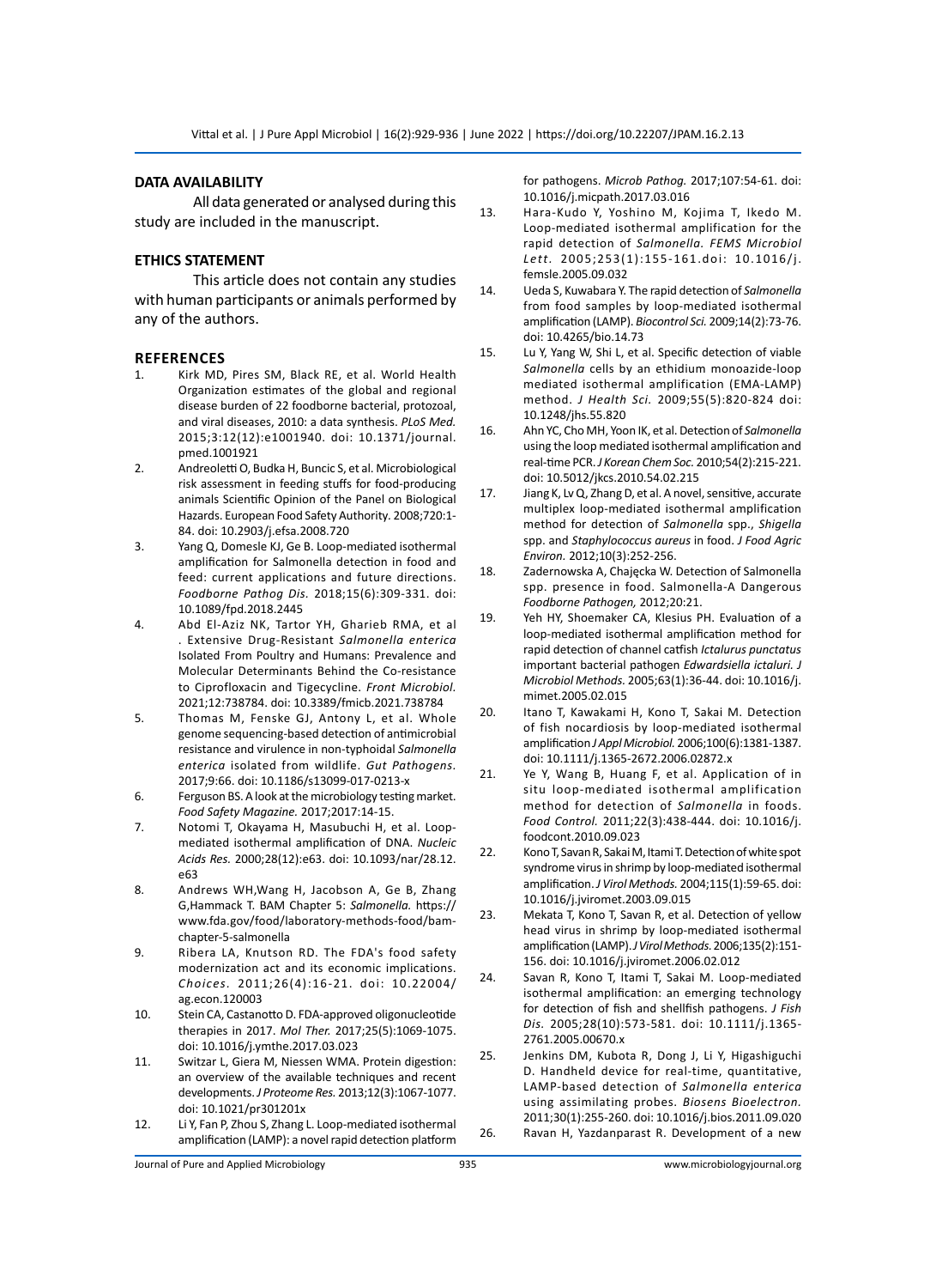## DATA AVAILABILITY

All data generated or analysed during this study are included in the manuscript.

## ETHICS STATEMENT

This article does not contain any studies with human participants or animals performed by any of the authors.

## REFERENCES

1. Kirk MD, Pires SM, Black RE, et al. World Health Organization estimates of the global and regional disease burden of 22 foodborne bacterial, protozoal, and viral diseases, 2010: a data synthesis. *PLoS Med.* 2015;3:12(12):e1001940. doi: 10.1371/journal.pmed.1001921
2. Andreoletti O, Budka H, Buncic S, et al. Microbiological risk assessment in feeding stuffs for food-producing animals Scientific Opinion of the Panel on Biological Hazards. European Food Safety Authority. 2008;720:1-84. doi: 10.2903/j.efsa.2008.720
3. Yang Q, Domesle KJ, Ge B. Loop-mediated isothermal amplification for Salmonella detection in food and feed: current applications and future directions. *Foodborne Pathog Dis.* 2018;15(6):309-331. doi: 10.1089/fpd.2018.2445
4. Abd El-Aziz NK, Tartor YH, Gharieb RMA, et al . Extensive Drug-Resistant *Salmonella enterica* Isolated From Poultry and Humans: Prevalence and Molecular Determinants Behind the Co-resistance to Ciprofloxacin and Tigecycline. *Front Microbiol.* 2021;12:738784. doi: 10.3389/fmicb.2021.738784
5. Thomas M, Fenske GJ, Antony L, et al. Whole genome sequencing-based detection of antimicrobial resistance and virulence in non-typhoidal *Salmonella enterica* isolated from wildlife. *Gut Pathogens.* 2017;9:66. doi: 10.1186/s13099-017-0213-x
6. Ferguson BS. A look at the microbiology testing market. *Food Safety Magazine.* 2017;2017:14-15.
7. Notomi T, Okayama H, Masubuchi H, et al. Loop-mediated isothermal amplification of DNA. *Nucleic Acids Res.* 2000;28(12):e63. doi: 10.1093/nar/28.12.e63
8. Andrews WH,Wang H, Jacobson A, Ge B, Zhang G,Hammack T. BAM Chapter 5: *Salmonella.* https://www.fda.gov/food/laboratory-methods-food/bam-chapter-5-salmonella
9. Ribera LA, Knutson RD. The FDA's food safety modernization act and its economic implications. *Choices.* 2011;26(4):16-21. doi: 10.22004/ag.econ.120003
10. Stein CA, Castanotto D. FDA-approved oligonucleotide therapies in 2017. *Mol Ther.* 2017;25(5):1069-1075. doi: 10.1016/j.ymthe.2017.03.023
11. Switzar L, Giera M, Niessen WMA. Protein digestion: an overview of the available techniques and recent developments. *J Proteome Res.* 2013;12(3):1067-1077. doi: 10.1021/pr301201x
12. Li Y, Fan P, Zhou S, Zhang L. Loop-mediated isothermal amplification (LAMP): a novel rapid detection platform for pathogens. *Microb Pathog.* 2017;107:54-61. doi: 10.1016/j.micpath.2017.03.016
13. Hara-Kudo Y, Yoshino M, Kojima T, Ikedo M. Loop-mediated isothermal amplification for the rapid detection of *Salmonella. FEMS Microbiol Lett.* 2005;253(1):155-161.doi: 10.1016/j.femsle.2005.09.032
14. Ueda S, Kuwabara Y. The rapid detection of *Salmonella* from food samples by loop-mediated isothermal amplification (LAMP). *Biocontrol Sci.* 2009;14(2):73-76. doi: 10.4265/bio.14.73
15. Lu Y, Yang W, Shi L, et al. Specific detection of viable *Salmonella* cells by an ethidium monoazide-loop mediated isothermal amplification (EMA-LAMP) method. *J Health Sci.* 2009;55(5):820-824 doi: 10.1248/jhs.55.820
16. Ahn YC, Cho MH, Yoon IK, et al. Detection of *Salmonella* using the loop mediated isothermal amplification and real-time PCR. *J Korean Chem Soc.* 2010;54(2):215-221. doi: 10.5012/jkcs.2010.54.02.215
17. Jiang K, Lv Q, Zhang D, et al. A novel, sensitive, accurate multiplex loop-mediated isothermal amplification method for detection of *Salmonella* spp., *Shigella* spp. and *Staphylococcus aureus* in food. *J Food Agric Environ.* 2012;10(3):252-256.
18. Zadernowska A, Chajęcka W. Detection of Salmonella spp. presence in food. Salmonella-A Dangerous *Foodborne Pathogen,* 2012;20:21.
19. Yeh HY, Shoemaker CA, Klesius PH. Evaluation of a loop-mediated isothermal amplification method for rapid detection of channel catfish *Ictalurus punctatus* important bacterial pathogen *Edwardsiella ictaluri. J Microbiol Methods.* 2005;63(1):36-44. doi: 10.1016/j.mimet.2005.02.015
20. Itano T, Kawakami H, Kono T, Sakai M. Detection of fish nocardiosis by loop-mediated isothermal amplification *J Appl Microbiol.* 2006;100(6):1381-1387. doi: 10.1111/j.1365-2672.2006.02872.x
21. Ye Y, Wang B, Huang F, et al. Application of in situ loop-mediated isothermal amplification method for detection of *Salmonella* in foods. *Food Control.* 2011;22(3):438-444. doi: 10.1016/j.foodcont.2010.09.023
22. Kono T, Savan R, Sakai M, Itami T. Detection of white spot syndrome virus in shrimp by loop-mediated isothermal amplification. *J Virol Methods.* 2004;115(1):59-65. doi: 10.1016/j.jviromet.2003.09.015
23. Mekata T, Kono T, Savan R, et al. Detection of yellow head virus in shrimp by loop-mediated isothermal amplification (LAMP). *J Virol Methods.* 2006;135(2):151-156. doi: 10.1016/j.jviromet.2006.02.012
24. Savan R, Kono T, Itami T, Sakai M. Loop-mediated isothermal amplification: an emerging technology for detection of fish and shellfish pathogens. *J Fish Dis.* 2005;28(10):573-581. doi: 10.1111/j.1365-2761.2005.00670.x
25. Jenkins DM, Kubota R, Dong J, Li Y, Higashiguchi D. Handheld device for real-time, quantitative, LAMP-based detection of *Salmonella enterica* using assimilating probes. *Biosens Bioelectron.* 2011;30(1):255-260. doi: 10.1016/j.bios.2011.09.020
26. Ravan H, Yazdanparast R. Development of a new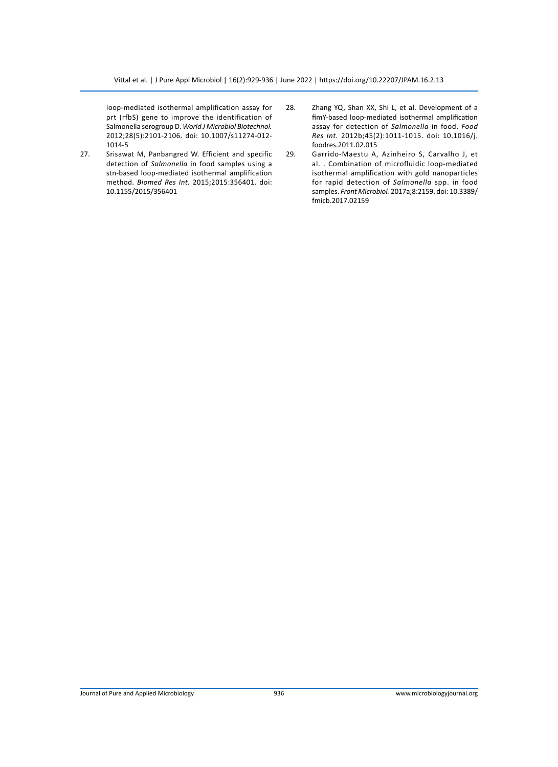loop-mediated isothermal amplification assay for prt (rfbS) gene to improve the identification of Salmonella serogroup D. *World J Microbiol Biotechnol.* 2012;28(5):2101-2106. doi: 10.1007/s11274-012-1014-5

27. Srisawat M, Panbangred W. Efficient and specific detection of *Salmonella* in food samples using a stn-based loop-mediated isothermal amplification method. *Biomed Res Int.* 2015;2015:356401. doi: 10.1155/2015/356401

28. Zhang YQ, Shan XX, Shi L, et al. Development of a fimY-based loop-mediated isothermal amplification assay for detection of *Salmonella* in food. *Food Res Int.* 2012b;45(2):1011-1015. doi: 10.1016/j.foodres.2011.02.015

29. Garrido-Maestu A, Azinheiro S, Carvalho J, et al. . Combination of microfluidic loop-mediated isothermal amplification with gold nanoparticles for rapid detection of *Salmonella* spp. in food samples. *Front Microbiol.* 2017a;8:2159. doi: 10.3389/fmicb.2017.02159